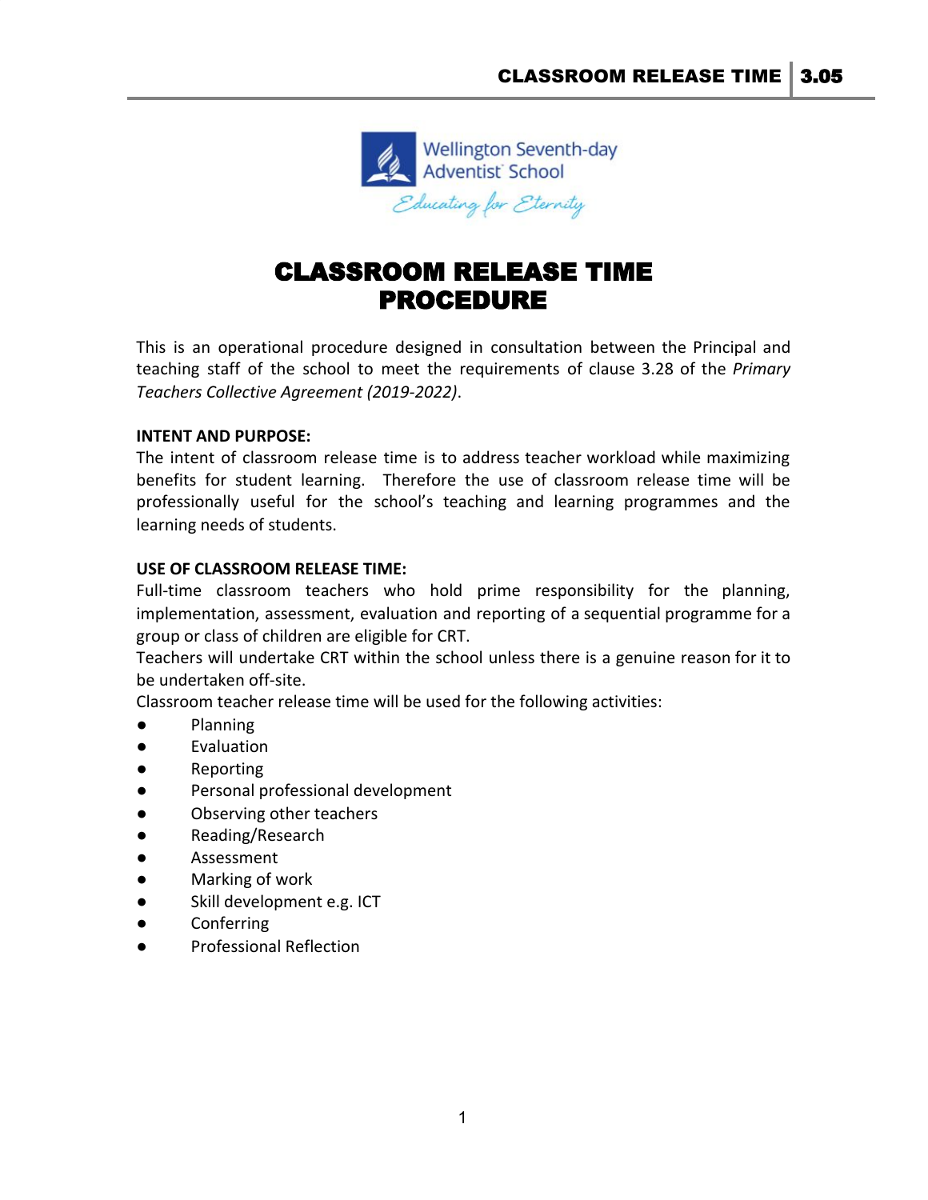Wellington Seventh-day Adventist School

*Educating for Eternity*

# CLASSROOM RELEASE TIME PROCEDURE

This is an operational procedure designed in consultation between the Principal and teaching staff of the school to meet the requirements of clause 3.28 of the *Primary Teachers Collective Agreement (2019-2022)*.

**INTENT AND PURPOSE:**

The intent of classroom release time is to address teacher workload while maximizing benefits for student learning. Therefore the use of classroom release time will be professionally useful for the school's teaching and learning programmes and the learning needs of students.

**USE OF CLASSROOM RELEASE TIME:**

Full-time classroom teachers who hold prime responsibility for the planning, implementation, assessment, evaluation and reporting of a sequential programme for a group or class of children are eligible for CRT.

Teachers will undertake CRT within the school unless there is a genuine reason for it to be undertaken off-site.

Classroom teacher release time will be used for the following activities:

- Planning
- Evaluation
- Reporting
- Personal professional development
- Observing other teachers
- Reading/Research
- Assessment
- Marking of work
- Skill development e.g. ICT
- Conferring
- Professional Reflection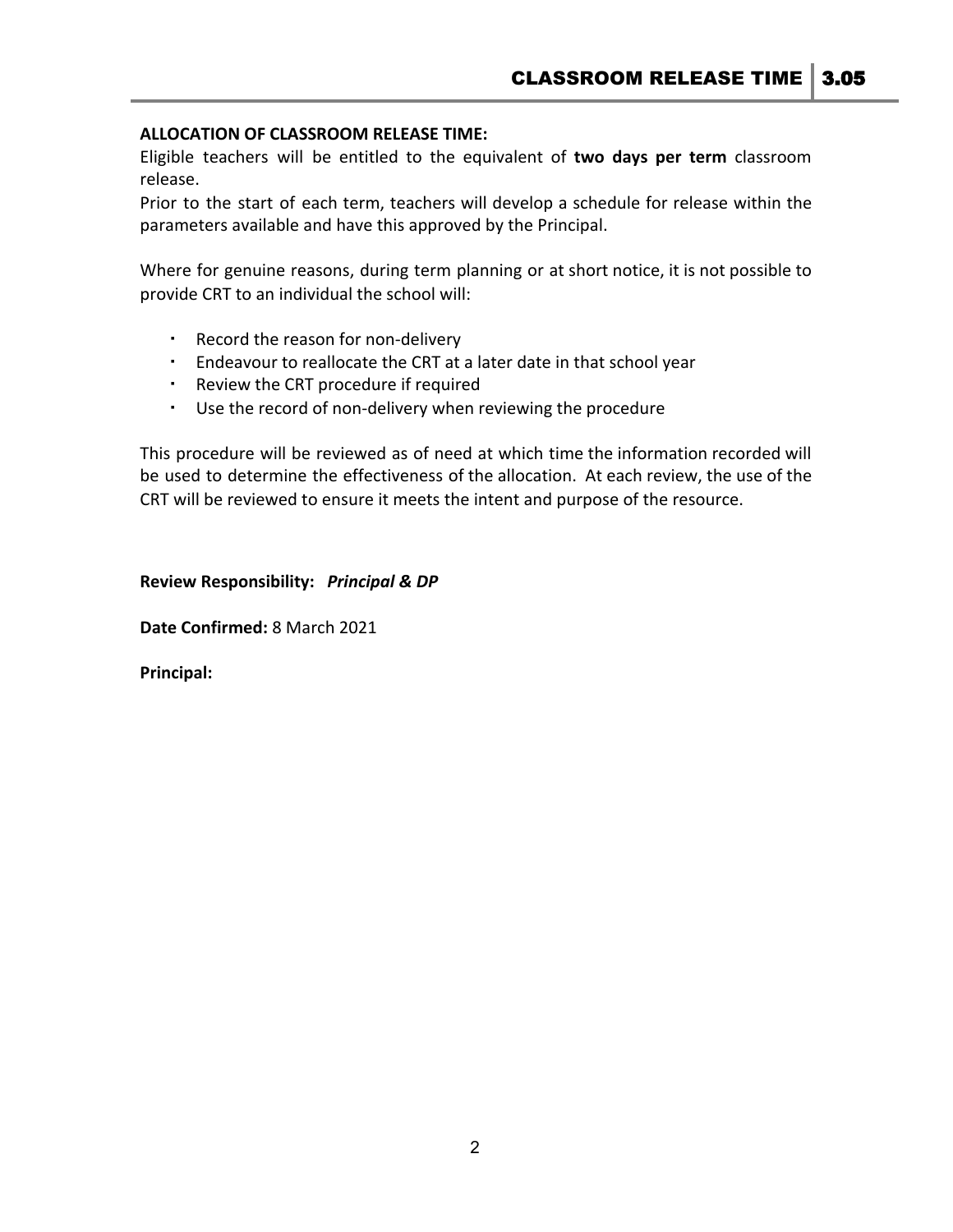**ALLOCATION OF CLASSROOM RELEASE TIME:**

Eligible teachers will be entitled to the equivalent of **two days per term** classroom release.

Prior to the start of each term, teachers will develop a schedule for release within the parameters available and have this approved by the Principal.

Where for genuine reasons, during term planning or at short notice, it is not possible to provide CRT to an individual the school will:

- Record the reason for non-delivery
- Endeavour to reallocate the CRT at a later date in that school year
- Review the CRT procedure if required
- Use the record of non-delivery when reviewing the procedure

This procedure will be reviewed as of need at which time the information recorded will be used to determine the effectiveness of the allocation. At each review, the use of the CRT will be reviewed to ensure it meets the intent and purpose of the resource.

**Review Responsibility:** ***Principal & DP***

**Date Confirmed:** 8 March 2021

**Principal:**